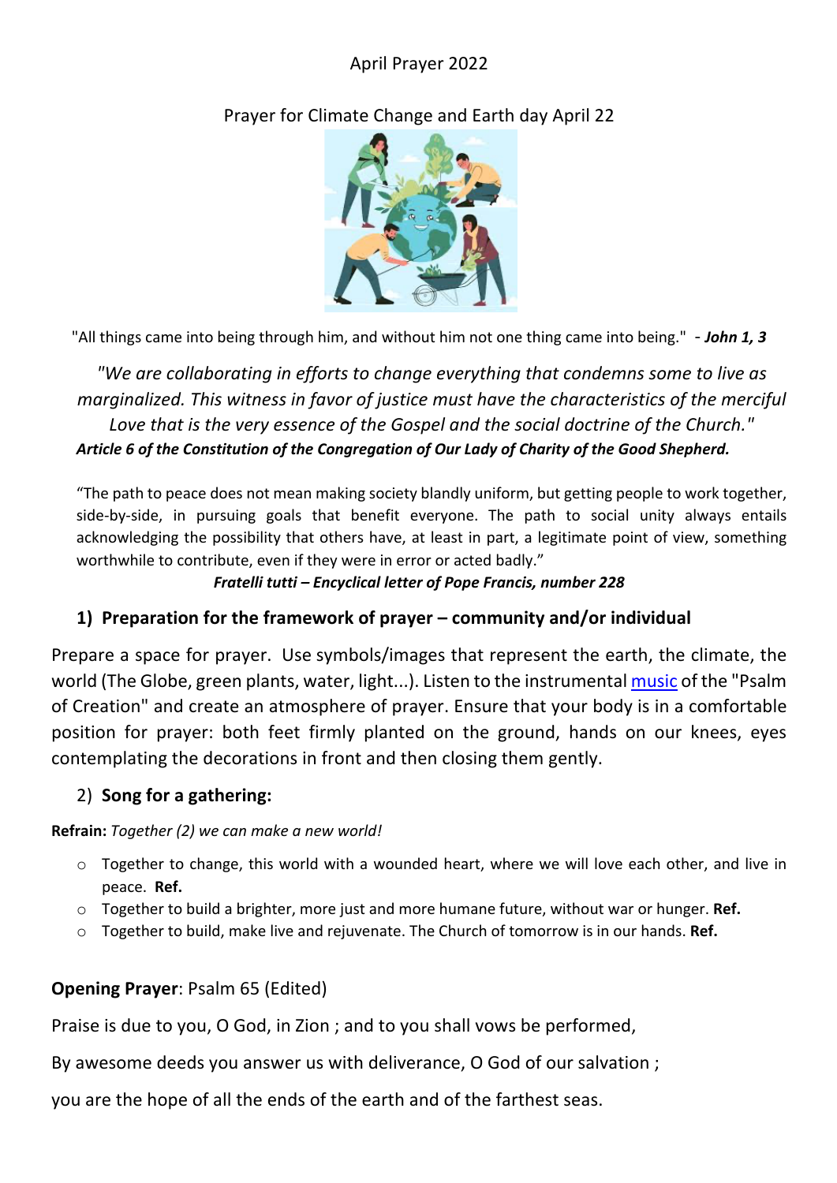April Prayer 2022

Prayer for Climate Change and Earth day April 22

"All things came into being through him, and without him not one thing came into being." - ***John 1, 3***

*"We are collaborating in efforts to change everything that condemns some to live as marginalized. This witness in favor of justice must have the characteristics of the merciful Love that is the very essence of the Gospel and the social doctrine of the Church."*
***Article 6 of the Constitution of the Congregation of Our Lady of Charity of the Good Shepherd.***

"The path to peace does not mean making society blandly uniform, but getting people to work together, side-by-side, in pursuing goals that benefit everyone. The path to social unity always entails acknowledging the possibility that others have, at least in part, a legitimate point of view, something worthwhile to contribute, even if they were in error or acted badly."
***Fratelli tutti – Encyclical letter of Pope Francis, number 228***

## 1) Preparation for the framework of prayer – community and/or individual

Prepare a space for prayer. Use symbols/images that represent the earth, the climate, the world (The Globe, green plants, water, light...). Listen to the instrumental music of the "Psalm of Creation" and create an atmosphere of prayer. Ensure that your body is in a comfortable position for prayer: both feet firmly planted on the ground, hands on our knees, eyes contemplating the decorations in front and then closing them gently.

## 2) Song for a gathering:

**Refrain:** *Together (2) we can make a new world!*

- Together to change, this world with a wounded heart, where we will love each other, and live in peace. **Ref.**
- Together to build a brighter, more just and more humane future, without war or hunger. **Ref.**
- Together to build, make live and rejuvenate. The Church of tomorrow is in our hands. **Ref.**

**Opening Prayer**: Psalm 65 (Edited)

Praise is due to you, O God, in Zion ; and to you shall vows be performed,

By awesome deeds you answer us with deliverance, O God of our salvation ;

you are the hope of all the ends of the earth and of the farthest seas.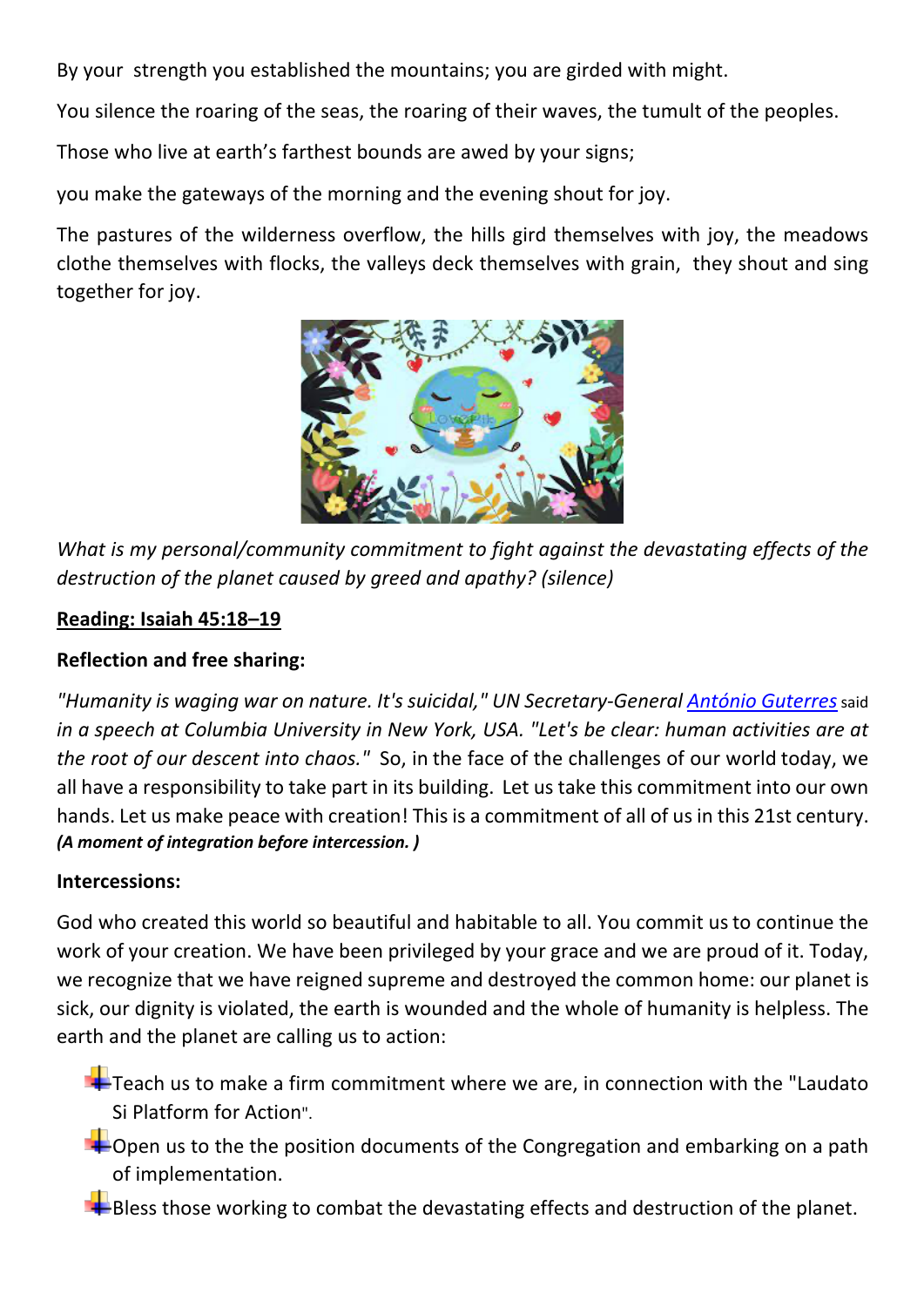By your strength you established the mountains; you are girded with might.

You silence the roaring of the seas, the roaring of their waves, the tumult of the peoples.

Those who live at earth's farthest bounds are awed by your signs;

you make the gateways of the morning and the evening shout for joy.

The pastures of the wilderness overflow, the hills gird themselves with joy, the meadows clothe themselves with flocks, the valleys deck themselves with grain, they shout and sing together for joy.

*What is my personal/community commitment to fight against the devastating effects of the destruction of the planet caused by greed and apathy? (silence)*

**Reading: Isaiah 45:18–19**

**Reflection and free sharing:**

*"Humanity is waging war on nature. It's suicidal," UN Secretary-General [António Guterres]* said *in a speech at Columbia University in New York, USA. "Let's be clear: human activities are at the root of our descent into chaos."* So, in the face of the challenges of our world today, we all have a responsibility to take part in its building. Let us take this commitment into our own hands. Let us make peace with creation! This is a commitment of all of us in this 21st century. ***(A moment of integration before intercession. )***

**Intercessions:**

God who created this world so beautiful and habitable to all. You commit us to continue the work of your creation. We have been privileged by your grace and we are proud of it. Today, we recognize that we have reigned supreme and destroyed the common home: our planet is sick, our dignity is violated, the earth is wounded and the whole of humanity is helpless. The earth and the planet are calling us to action:

- Teach us to make a firm commitment where we are, in connection with the "Laudato Si Platform for Action".
- Open us to the the position documents of the Congregation and embarking on a path of implementation.
- Bless those working to combat the devastating effects and destruction of the planet.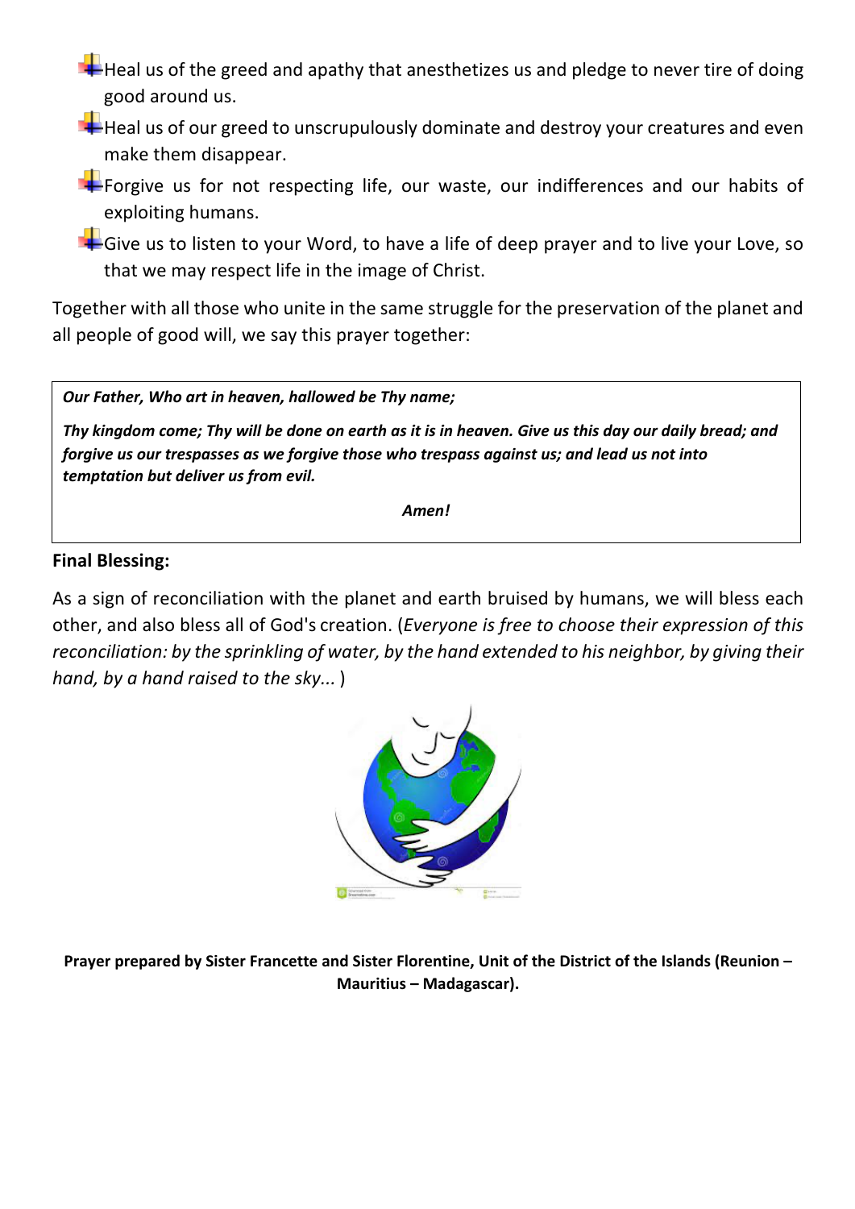- Heal us of the greed and apathy that anesthetizes us and pledge to never tire of doing good around us.
- Heal us of our greed to unscrupulously dominate and destroy your creatures and even make them disappear.
- Forgive us for not respecting life, our waste, our indifferences and our habits of exploiting humans.
- Give us to listen to your Word, to have a life of deep prayer and to live your Love, so that we may respect life in the image of Christ.

Together with all those who unite in the same struggle for the preservation of the planet and all people of good will, we say this prayer together:

***Our Father, Who art in heaven, hallowed be Thy name;***

***Thy kingdom come; Thy will be done on earth as it is in heaven. Give us this day our daily bread; and forgive us our trespasses as we forgive those who trespass against us; and lead us not into temptation but deliver us from evil.***

***Amen!***

**Final Blessing:**

As a sign of reconciliation with the planet and earth bruised by humans, we will bless each other, and also bless all of God's creation. (*Everyone is free to choose their expression of this reconciliation: by the sprinkling of water, by the hand extended to his neighbor, by giving their hand, by a hand raised to the sky...* )

**Prayer prepared by Sister Francette and Sister Florentine, Unit of the District of the Islands (Reunion – Mauritius – Madagascar).**